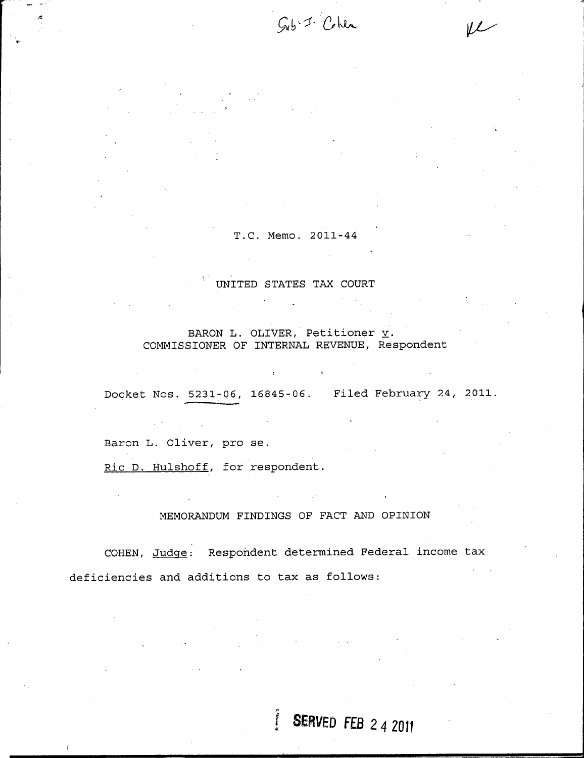T.C. Memo. 2011-44

UNITED STATES TAX COURT

BARON L. OLIVER, Petitioner *v*.
COMMISSIONER OF INTERNAL REVENUE, Respondent

Docket Nos. 5231-06, 16845-06. Filed February 24, 2011.

Baron L. Oliver, pro se.

Ric D. Hulshoff, for respondent.

## MEMORANDUM FINDINGS OF FACT AND OPINION

COHEN, *Judge*: Respondent determined Federal income tax deficiencies and additions to tax as follows:

SERVED FEB 24 2011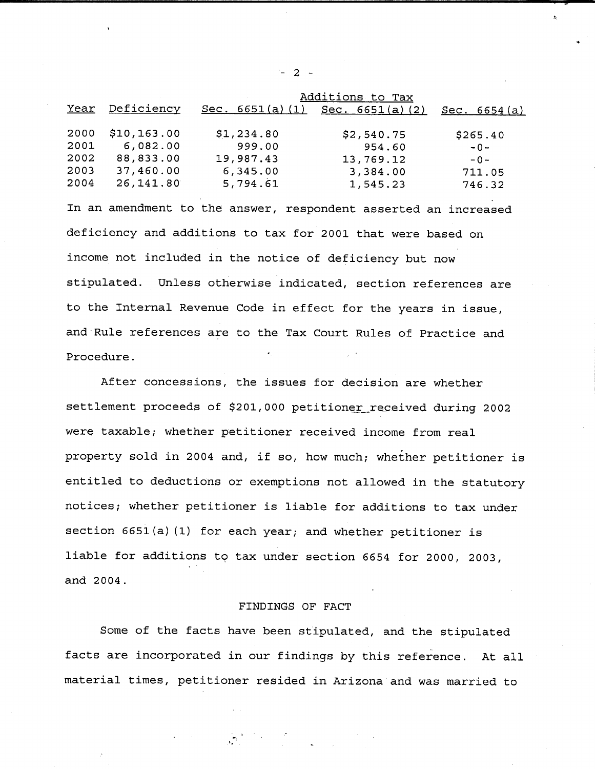| | | Additions to Tax | | |
|---|---|---|---|---|
| Year | Deficiency | Sec. 6651(a)(1) | Sec. 6651(a)(2) | Sec. 6654(a) |
| 2000 | $10,163.00 | $1,234.80 | $2,540.75 | $265.40 |
| 2001 | 6,082.00 | 999.00 | 954.60 | -0- |
| 2002 | 88,833.00 | 19,987.43 | 13,769.12 | -0- |
| 2003 | 37,460.00 | 6,345.00 | 3,384.00 | 711.05 |
| 2004 | 26,141.80 | 5,794.61 | 1,545.23 | 746.32 |

In an amendment to the answer, respondent asserted an increased deficiency and additions to tax for 2001 that were based on income not included in the notice of deficiency but now stipulated. Unless otherwise indicated, section references are to the Internal Revenue Code in effect for the years in issue, and Rule references are to the Tax Court Rules of Practice and Procedure.

After concessions, the issues for decision are whether settlement proceeds of $201,000 petitioner received during 2002 were taxable; whether petitioner received income from real property sold in 2004 and, if so, how much; whether petitioner is entitled to deductions or exemptions not allowed in the statutory notices; whether petitioner is liable for additions to tax under section 6651(a)(1) for each year; and whether petitioner is liable for additions to tax under section 6654 for 2000, 2003, and 2004.

FINDINGS OF FACT

Some of the facts have been stipulated, and the stipulated facts are incorporated in our findings by this reference. At all material times, petitioner resided in Arizona and was married to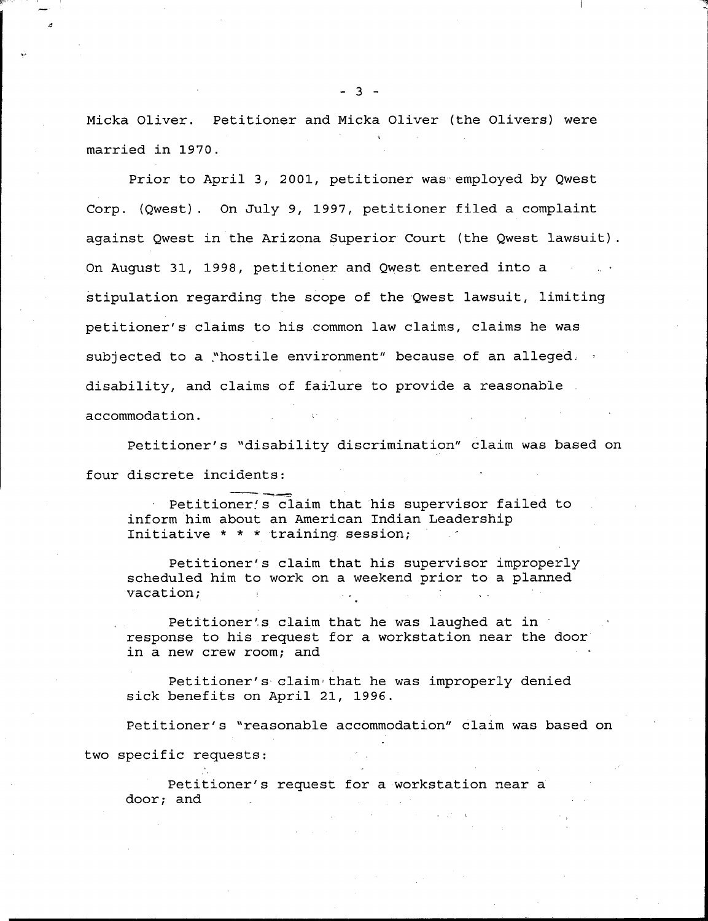Micka Oliver. Petitioner and Micka Oliver (the Olivers) were married in 1970.

Prior to April 3, 2001, petitioner was employed by Qwest Corp. (Qwest). On July 9, 1997, petitioner filed a complaint against Qwest in the Arizona Superior Court (the Qwest lawsuit). On August 31, 1998, petitioner and Qwest entered into a stipulation regarding the scope of the Qwest lawsuit, limiting petitioner's claims to his common law claims, claims he was subjected to a "hostile environment" because of an alleged disability, and claims of failure to provide a reasonable accommodation.

Petitioner's "disability discrimination" claim was based on four discrete incidents:

> Petitioner's claim that his supervisor failed to inform him about an American Indian Leadership Initiative * * * training session;
>
> Petitioner's claim that his supervisor improperly scheduled him to work on a weekend prior to a planned vacation;
>
> Petitioner's claim that he was laughed at in response to his request for a workstation near the door in a new crew room; and
>
> Petitioner's claim that he was improperly denied sick benefits on April 21, 1996.

Petitioner's "reasonable accommodation" claim was based on two specific requests:

> Petitioner's request for a workstation near a door; and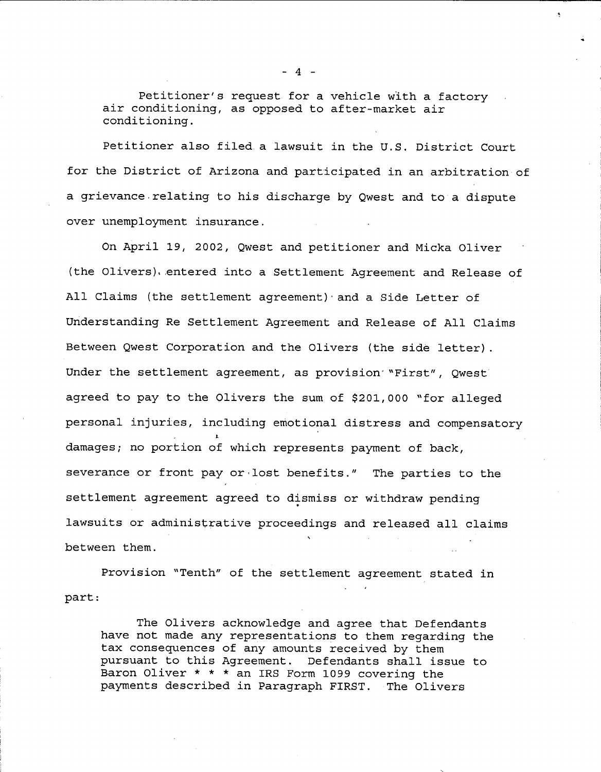> Petitioner's request for a vehicle with a factory air conditioning, as opposed to after-market air conditioning.

Petitioner also filed a lawsuit in the U.S. District Court for the District of Arizona and participated in an arbitration of a grievance relating to his discharge by Qwest and to a dispute over unemployment insurance.

On April 19, 2002, Qwest and petitioner and Micka Oliver (the Olivers) entered into a Settlement Agreement and Release of All Claims (the settlement agreement) and a Side Letter of Understanding Re Settlement Agreement and Release of All Claims Between Qwest Corporation and the Olivers (the side letter). Under the settlement agreement, as provision "First", Qwest agreed to pay to the Olivers the sum of $201,000 "for alleged personal injuries, including emotional distress and compensatory damages; no portion of which represents payment of back, severance or front pay or lost benefits." The parties to the settlement agreement agreed to dismiss or withdraw pending lawsuits or administrative proceedings and released all claims between them.

Provision "Tenth" of the settlement agreement stated in part:

> The Olivers acknowledge and agree that Defendants have not made any representations to them regarding the tax consequences of any amounts received by them pursuant to this Agreement. Defendants shall issue to Baron Oliver * * * an IRS Form 1099 covering the payments described in Paragraph FIRST. The Olivers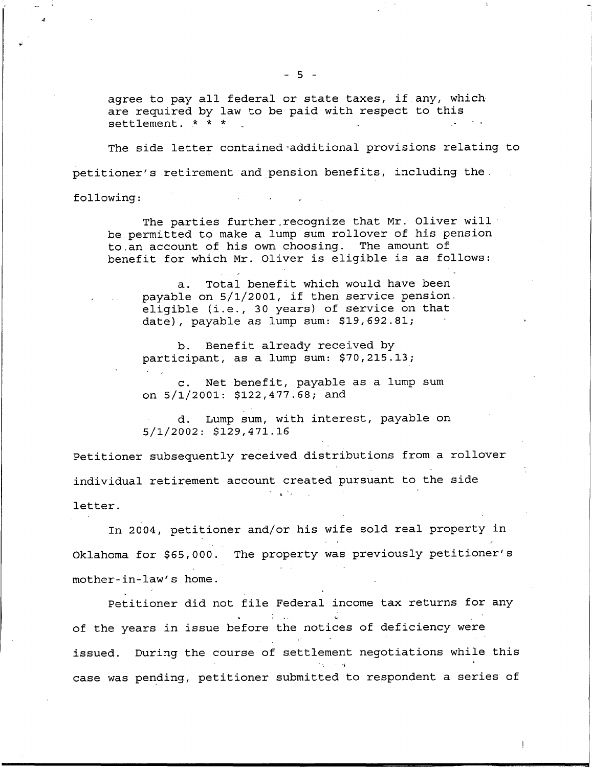agree to pay all federal or state taxes, if any, which are required by law to be paid with respect to this settlement. * * *

The side letter contained additional provisions relating to petitioner's retirement and pension benefits, including the following:

> The parties further recognize that Mr. Oliver will be permitted to make a lump sum rollover of his pension to an account of his own choosing. The amount of benefit for which Mr. Oliver is eligible is as follows:
>
> a. Total benefit which would have been payable on 5/1/2001, if then service pension eligible (i.e., 30 years) of service on that date), payable as lump sum: $19,692.81;
>
> b. Benefit already received by participant, as a lump sum: $70,215.13;
>
> c. Net benefit, payable as a lump sum on 5/1/2001: $122,477.68; and
>
> d. Lump sum, with interest, payable on 5/1/2002: $129,471.16

Petitioner subsequently received distributions from a rollover individual retirement account created pursuant to the side letter.

In 2004, petitioner and/or his wife sold real property in Oklahoma for $65,000. The property was previously petitioner's mother-in-law's home.

Petitioner did not file Federal income tax returns for any of the years in issue before the notices of deficiency were issued. During the course of settlement negotiations while this case was pending, petitioner submitted to respondent a series of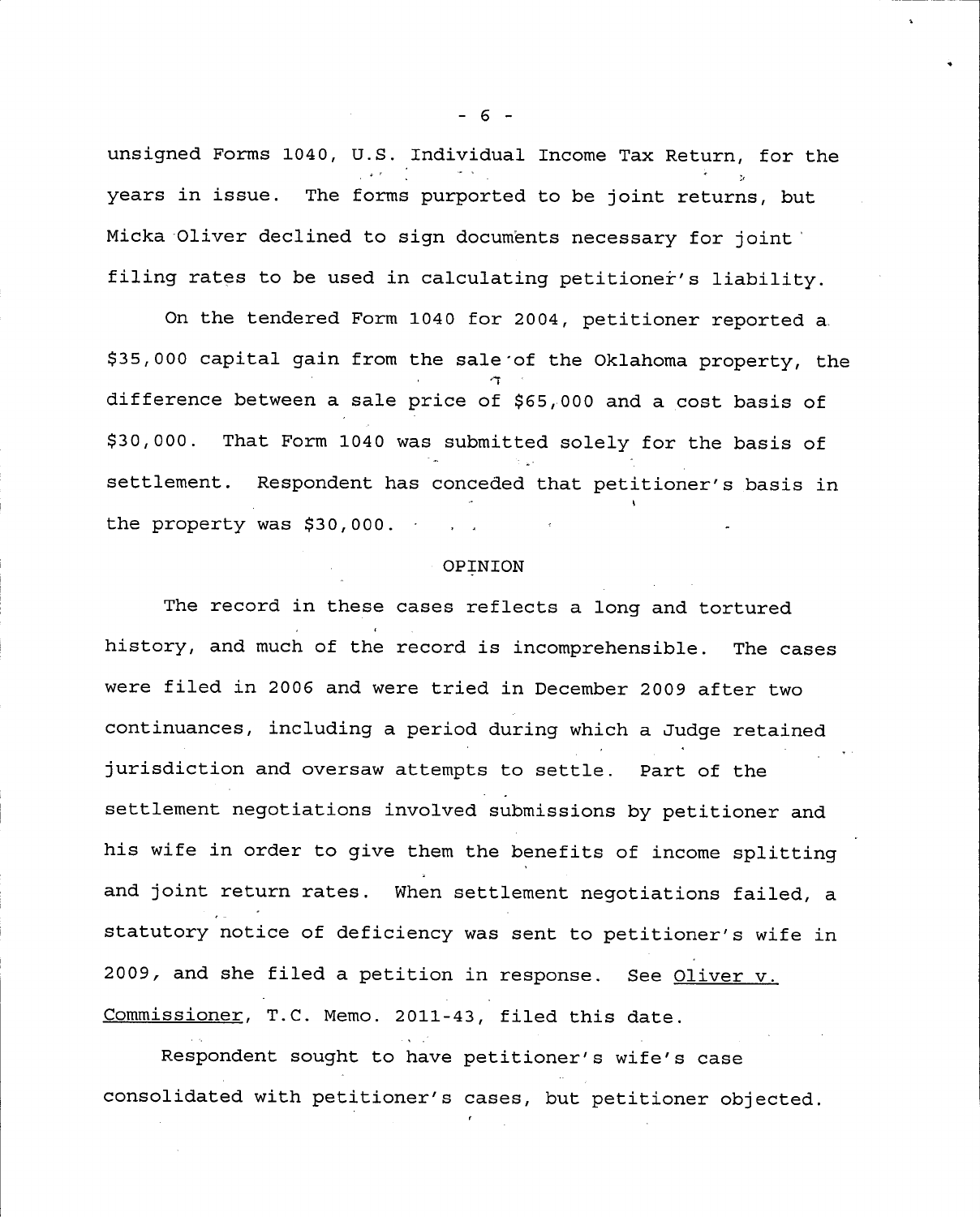unsigned Forms 1040, U.S. Individual Income Tax Return, for the years in issue. The forms purported to be joint returns, but Micka Oliver declined to sign documents necessary for joint filing rates to be used in calculating petitioner's liability.

On the tendered Form 1040 for 2004, petitioner reported a $35,000 capital gain from the sale of the Oklahoma property, the difference between a sale price of $65,000 and a cost basis of $30,000. That Form 1040 was submitted solely for the basis of settlement. Respondent has conceded that petitioner's basis in the property was $30,000.

## OPINION

The record in these cases reflects a long and tortured history, and much of the record is incomprehensible. The cases were filed in 2006 and were tried in December 2009 after two continuances, including a period during which a Judge retained jurisdiction and oversaw attempts to settle. Part of the settlement negotiations involved submissions by petitioner and his wife in order to give them the benefits of income splitting and joint return rates. When settlement negotiations failed, a statutory notice of deficiency was sent to petitioner's wife in 2009, and she filed a petition in response. See Oliver v. Commissioner, T.C. Memo. 2011-43, filed this date.

Respondent sought to have petitioner's wife's case consolidated with petitioner's cases, but petitioner objected.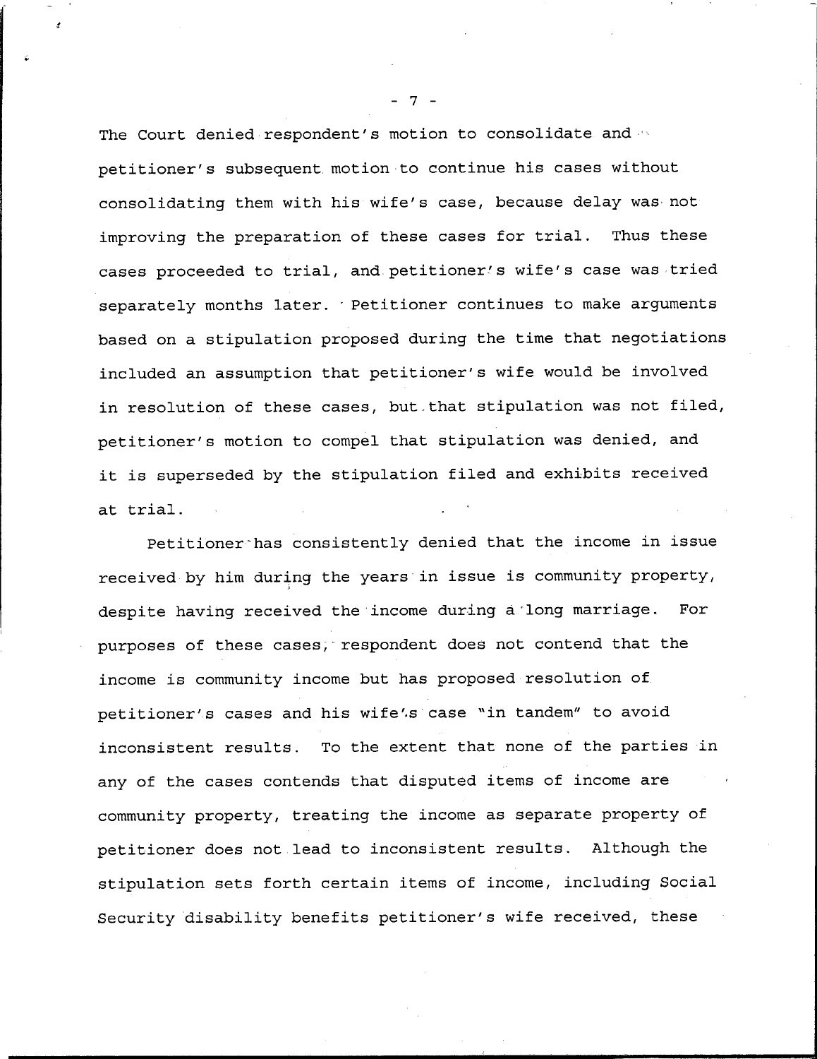The Court denied respondent's motion to consolidate and petitioner's subsequent motion to continue his cases without consolidating them with his wife's case, because delay was not improving the preparation of these cases for trial. Thus these cases proceeded to trial, and petitioner's wife's case was tried separately months later. Petitioner continues to make arguments based on a stipulation proposed during the time that negotiations included an assumption that petitioner's wife would be involved in resolution of these cases, but that stipulation was not filed, petitioner's motion to compel that stipulation was denied, and it is superseded by the stipulation filed and exhibits received at trial.

Petitioner has consistently denied that the income in issue received by him during the years in issue is community property, despite having received the income during a long marriage. For purposes of these cases, respondent does not contend that the income is community income but has proposed resolution of petitioner's cases and his wife's case "in tandem" to avoid inconsistent results. To the extent that none of the parties in any of the cases contends that disputed items of income are community property, treating the income as separate property of petitioner does not lead to inconsistent results. Although the stipulation sets forth certain items of income, including Social Security disability benefits petitioner's wife received, these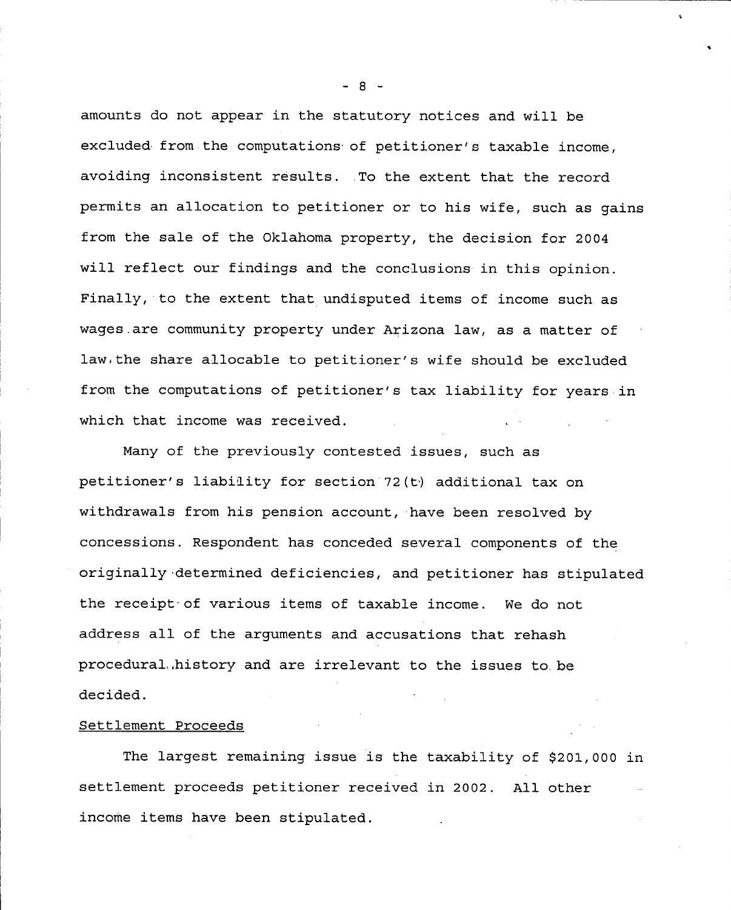amounts do not appear in the statutory notices and will be excluded from the computations of petitioner's taxable income, avoiding inconsistent results. To the extent that the record permits an allocation to petitioner or to his wife, such as gains from the sale of the Oklahoma property, the decision for 2004 will reflect our findings and the conclusions in this opinion. Finally, to the extent that undisputed items of income such as wages are community property under Arizona law, as a matter of law, the share allocable to petitioner's wife should be excluded from the computations of petitioner's tax liability for years in which that income was received.

Many of the previously contested issues, such as petitioner's liability for section 72(t) additional tax on withdrawals from his pension account, have been resolved by concessions. Respondent has conceded several components of the originally determined deficiencies, and petitioner has stipulated the receipt of various items of taxable income. We do not address all of the arguments and accusations that rehash procedural history and are irrelevant to the issues to be decided.

Settlement Proceeds

The largest remaining issue is the taxability of $201,000 in settlement proceeds petitioner received in 2002. All other income items have been stipulated.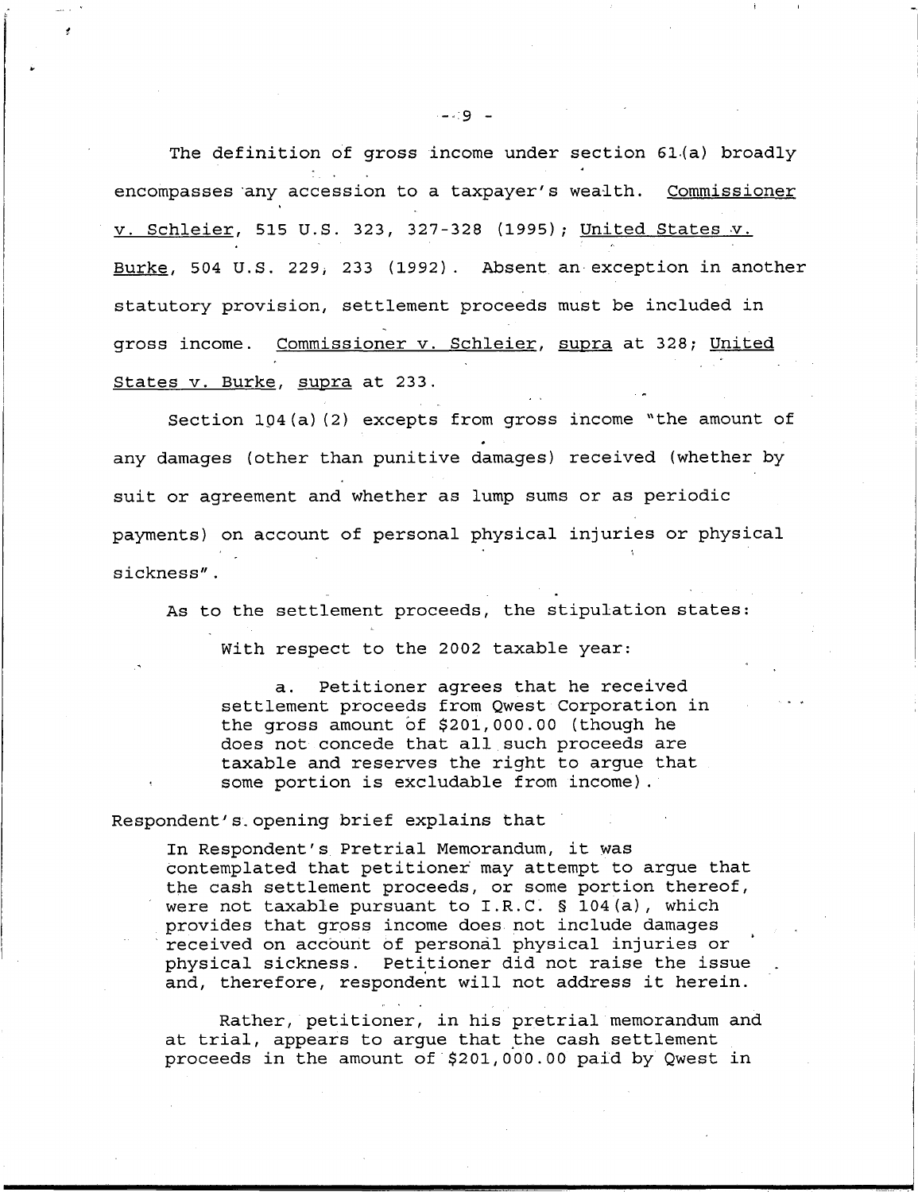The definition of gross income under section 61(a) broadly encompasses any accession to a taxpayer's wealth. Commissioner v. Schleier, 515 U.S. 323, 327-328 (1995); United States v. Burke, 504 U.S. 229, 233 (1992). Absent an exception in another statutory provision, settlement proceeds must be included in gross income. Commissioner v. Schleier, supra at 328; United States v. Burke, supra at 233.

Section 104(a)(2) excepts from gross income "the amount of any damages (other than punitive damages) received (whether by suit or agreement and whether as lump sums or as periodic payments) on account of personal physical injuries or physical sickness".

As to the settlement proceeds, the stipulation states:

> With respect to the 2002 taxable year:
>
> a. Petitioner agrees that he received settlement proceeds from Qwest Corporation in the gross amount of $201,000.00 (though he does not concede that all such proceeds are taxable and reserves the right to argue that some portion is excludable from income).

Respondent's opening brief explains that

> In Respondent's Pretrial Memorandum, it was contemplated that petitioner may attempt to argue that the cash settlement proceeds, or some portion thereof, were not taxable pursuant to I.R.C. § 104(a), which provides that gross income does not include damages received on account of personal physical injuries or physical sickness. Petitioner did not raise the issue and, therefore, respondent will not address it herein.
>
> Rather, petitioner, in his pretrial memorandum and at trial, appears to argue that the cash settlement proceeds in the amount of $201,000.00 paid by Qwest in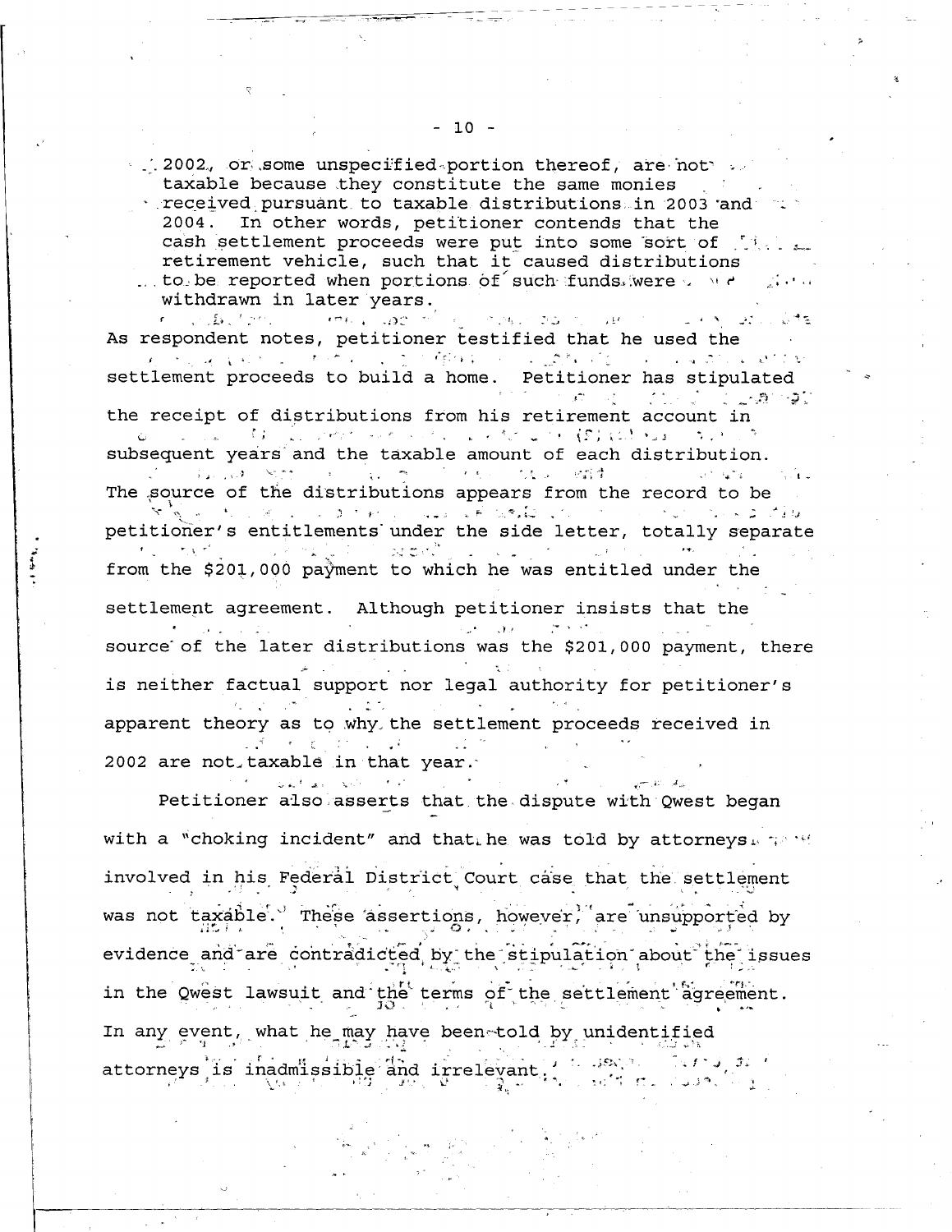2002, or some unspecified portion thereof, are not taxable because they constitute the same monies received pursuant to taxable distributions in 2003 and 2004. In other words, petitioner contends that the cash settlement proceeds were put into some sort of retirement vehicle, such that it caused distributions to be reported when portions of such funds were withdrawn in later years.

As respondent notes, petitioner testified that he used the settlement proceeds to build a home. Petitioner has stipulated the receipt of distributions from his retirement account in subsequent years and the taxable amount of each distribution. The source of the distributions appears from the record to be petitioner's entitlements under the side letter, totally separate from the $201,000 payment to which he was entitled under the settlement agreement. Although petitioner insists that the source of the later distributions was the $201,000 payment, there is neither factual support nor legal authority for petitioner's apparent theory as to why the settlement proceeds received in 2002 are not taxable in that year.

Petitioner also asserts that the dispute with Qwest began with a "choking incident" and that he was told by attorneys involved in his Federal District Court case that the settlement was not taxable. These assertions, however, are unsupported by evidence and are contradicted by the stipulation about the issues in the Qwest lawsuit and the terms of the settlement agreement. In any event, what he may have been told by unidentified attorneys is inadmissible and irrelevant.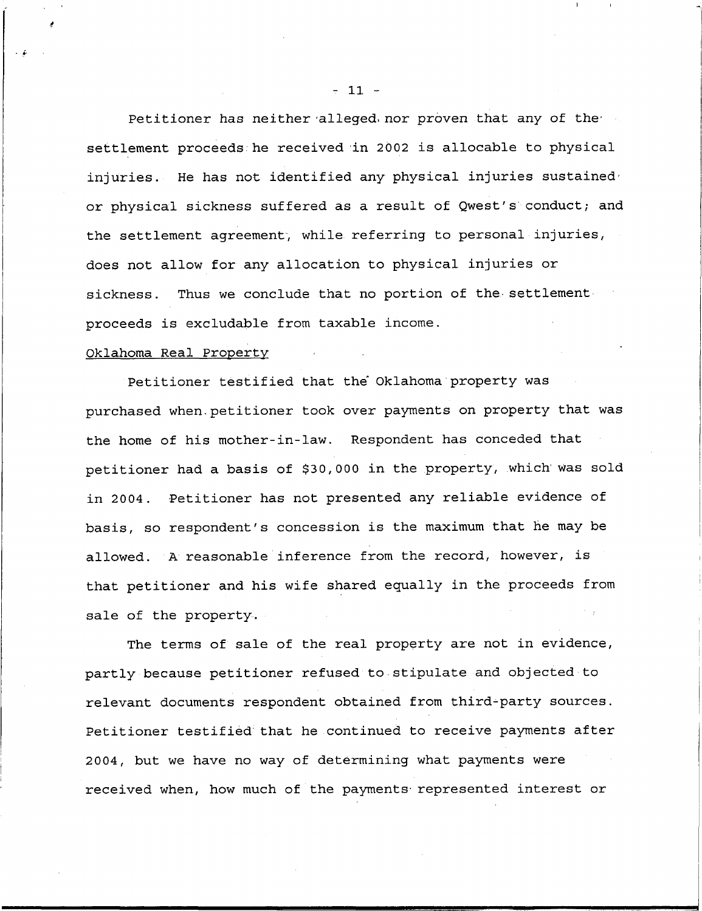Petitioner has neither alleged nor proven that any of the settlement proceeds he received in 2002 is allocable to physical injuries. He has not identified any physical injuries sustained or physical sickness suffered as a result of Qwest's conduct; and the settlement agreement, while referring to personal injuries, does not allow for any allocation to physical injuries or sickness. Thus we conclude that no portion of the settlement proceeds is excludable from taxable income.

Oklahoma Real Property

Petitioner testified that the Oklahoma property was purchased when petitioner took over payments on property that was the home of his mother-in-law. Respondent has conceded that petitioner had a basis of $30,000 in the property, which was sold in 2004. Petitioner has not presented any reliable evidence of basis, so respondent's concession is the maximum that he may be allowed. A reasonable inference from the record, however, is that petitioner and his wife shared equally in the proceeds from sale of the property.

The terms of sale of the real property are not in evidence, partly because petitioner refused to stipulate and objected to relevant documents respondent obtained from third-party sources. Petitioner testified that he continued to receive payments after 2004, but we have no way of determining what payments were received when, how much of the payments represented interest or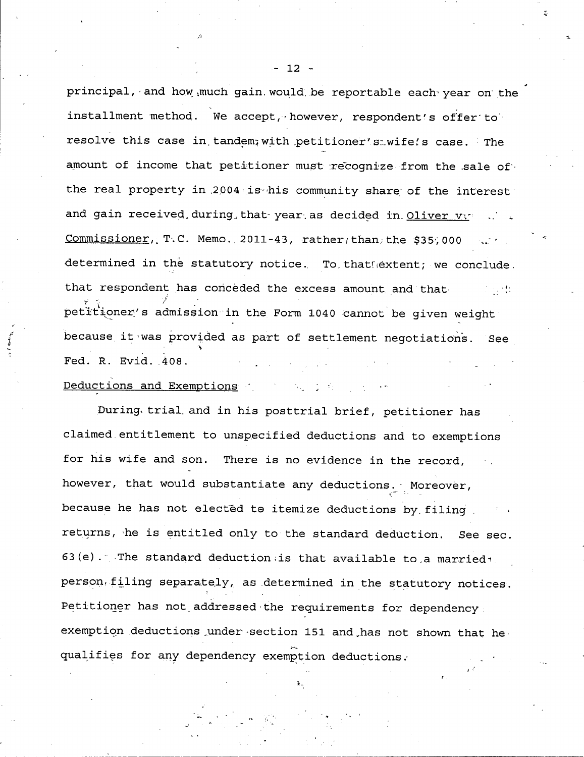principal, and how much gain would be reportable each year on the installment method. We accept, however, respondent's offer to resolve this case in tandem with petitioner's wife's case. The amount of income that petitioner must recognize from the sale of the real property in 2004 is his community share of the interest and gain received during that year as decided in Oliver v. Commissioner, T.C. Memo. 2011-43, rather than the $35,000 determined in the statutory notice. To that extent, we conclude that respondent has conceded the excess amount and that petitioner's admission in the Form 1040 cannot be given weight because it was provided as part of settlement negotiations. See Fed. R. Evid. 408.

Deductions and Exemptions

During trial and in his posttrial brief, petitioner has claimed entitlement to unspecified deductions and to exemptions for his wife and son. There is no evidence in the record, however, that would substantiate any deductions. Moreover, because he has not elected to itemize deductions by filing returns, he is entitled only to the standard deduction. See sec. 63(e). The standard deduction is that available to a married person filing separately, as determined in the statutory notices. Petitioner has not addressed the requirements for dependency exemption deductions under section 151 and has not shown that he qualifies for any dependency exemption deductions.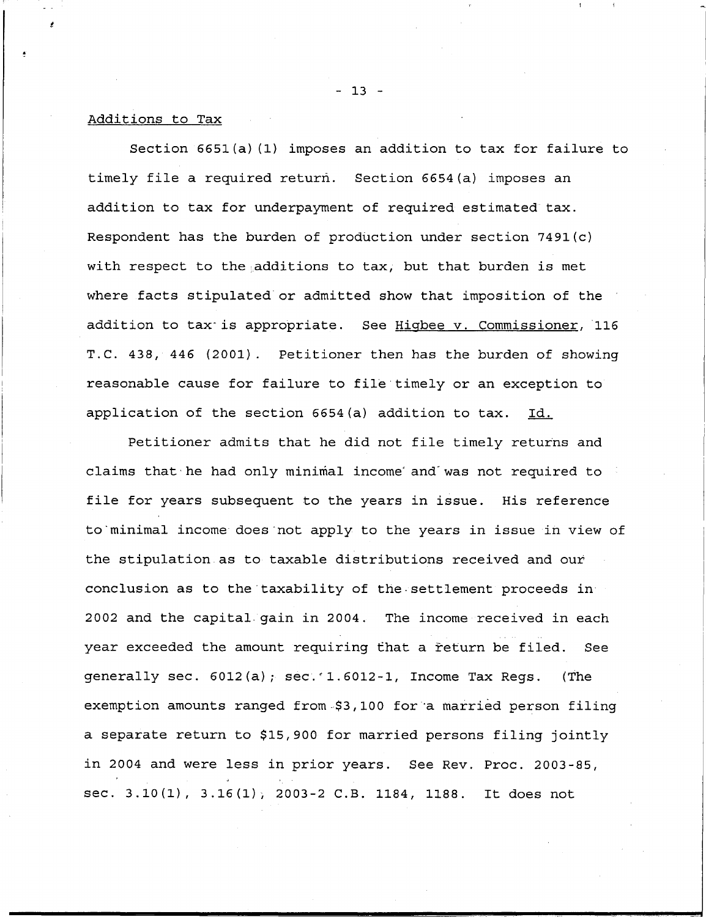Additions to Tax

Section 6651(a)(1) imposes an addition to tax for failure to timely file a required return. Section 6654(a) imposes an addition to tax for underpayment of required estimated tax. Respondent has the burden of production under section 7491(c) with respect to the additions to tax, but that burden is met where facts stipulated or admitted show that imposition of the addition to tax is appropriate. See Higbee v. Commissioner, 116 T.C. 438, 446 (2001). Petitioner then has the burden of showing reasonable cause for failure to file timely or an exception to application of the section 6654(a) addition to tax. Id.

Petitioner admits that he did not file timely returns and claims that he had only minimal income and was not required to file for years subsequent to the years in issue. His reference to minimal income does not apply to the years in issue in view of the stipulation as to taxable distributions received and our conclusion as to the taxability of the settlement proceeds in 2002 and the capital gain in 2004. The income received in each year exceeded the amount requiring that a return be filed. See generally sec. 6012(a); sec. 1.6012-1, Income Tax Regs. (The exemption amounts ranged from $3,100 for a married person filing a separate return to $15,900 for married persons filing jointly in 2004 and were less in prior years. See Rev. Proc. 2003-85, sec. 3.10(1), 3.16(1), 2003-2 C.B. 1184, 1188. It does not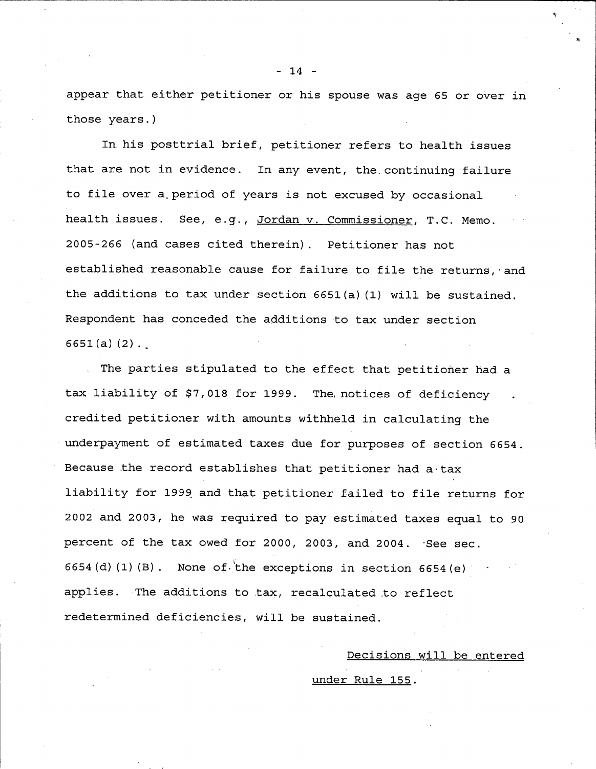appear that either petitioner or his spouse was age 65 or over in those years.)

In his posttrial brief, petitioner refers to health issues that are not in evidence. In any event, the continuing failure to file over a period of years is not excused by occasional health issues. See, e.g., Jordan v. Commissioner, T.C. Memo. 2005-266 (and cases cited therein). Petitioner has not established reasonable cause for failure to file the returns, and the additions to tax under section 6651(a)(1) will be sustained. Respondent has conceded the additions to tax under section 6651(a)(2).

The parties stipulated to the effect that petitioner had a tax liability of $7,018 for 1999. The notices of deficiency credited petitioner with amounts withheld in calculating the underpayment of estimated taxes due for purposes of section 6654. Because the record establishes that petitioner had a tax liability for 1999 and that petitioner failed to file returns for 2002 and 2003, he was required to pay estimated taxes equal to 90 percent of the tax owed for 2000, 2003, and 2004. See sec. 6654(d)(1)(B). None of the exceptions in section 6654(e) applies. The additions to tax, recalculated to reflect redetermined deficiencies, will be sustained.

Decisions will be entered under Rule 155.